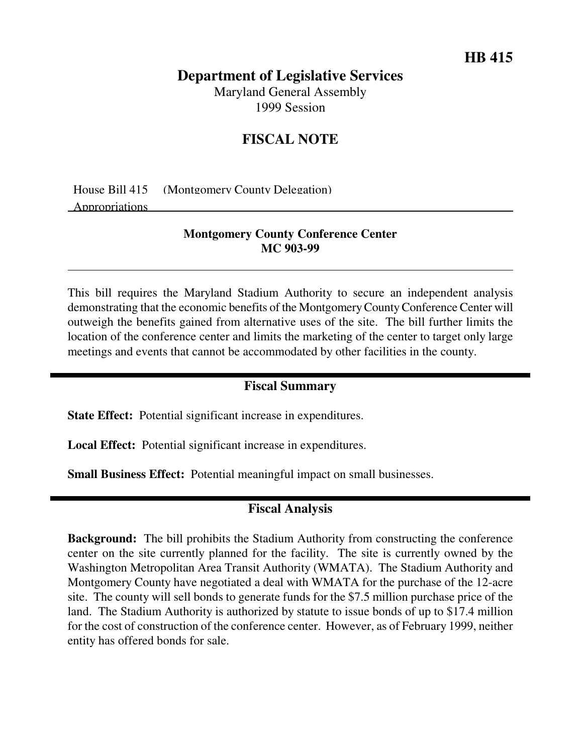**HB 415**

# Department of Legislative Services

Maryland General Assembly
1999 Session

## FISCAL NOTE

House Bill 415 (Montgomery County Delegation)
Appropriations

**Montgomery County Conference Center**
**MC 903-99**

---

This bill requires the Maryland Stadium Authority to secure an independent analysis demonstrating that the economic benefits of the Montgomery County Conference Center will outweigh the benefits gained from alternative uses of the site. The bill further limits the location of the conference center and limits the marketing of the center to target only large meetings and events that cannot be accommodated by other facilities in the county.

## Fiscal Summary

**State Effect:** Potential significant increase in expenditures.

**Local Effect:** Potential significant increase in expenditures.

**Small Business Effect:** Potential meaningful impact on small businesses.

## Fiscal Analysis

**Background:** The bill prohibits the Stadium Authority from constructing the conference center on the site currently planned for the facility. The site is currently owned by the Washington Metropolitan Area Transit Authority (WMATA). The Stadium Authority and Montgomery County have negotiated a deal with WMATA for the purchase of the 12-acre site. The county will sell bonds to generate funds for the $7.5 million purchase price of the land. The Stadium Authority is authorized by statute to issue bonds of up to $17.4 million for the cost of construction of the conference center. However, as of February 1999, neither entity has offered bonds for sale.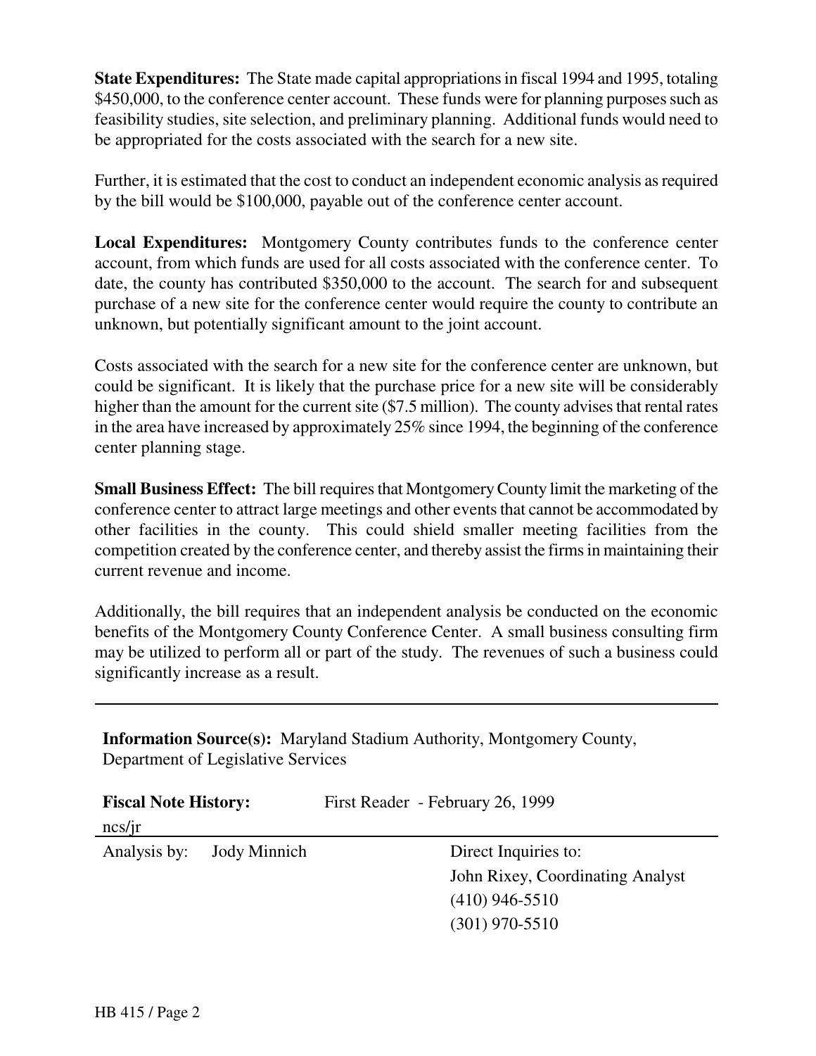**State Expenditures:** The State made capital appropriations in fiscal 1994 and 1995, totaling $450,000, to the conference center account. These funds were for planning purposes such as feasibility studies, site selection, and preliminary planning. Additional funds would need to be appropriated for the costs associated with the search for a new site.

Further, it is estimated that the cost to conduct an independent economic analysis as required by the bill would be $100,000, payable out of the conference center account.

**Local Expenditures:** Montgomery County contributes funds to the conference center account, from which funds are used for all costs associated with the conference center. To date, the county has contributed $350,000 to the account. The search for and subsequent purchase of a new site for the conference center would require the county to contribute an unknown, but potentially significant amount to the joint account.

Costs associated with the search for a new site for the conference center are unknown, but could be significant. It is likely that the purchase price for a new site will be considerably higher than the amount for the current site ($7.5 million). The county advises that rental rates in the area have increased by approximately 25% since 1994, the beginning of the conference center planning stage.

**Small Business Effect:** The bill requires that Montgomery County limit the marketing of the conference center to attract large meetings and other events that cannot be accommodated by other facilities in the county. This could shield smaller meeting facilities from the competition created by the conference center, and thereby assist the firms in maintaining their current revenue and income.

Additionally, the bill requires that an independent analysis be conducted on the economic benefits of the Montgomery County Conference Center. A small business consulting firm may be utilized to perform all or part of the study. The revenues of such a business could significantly increase as a result.

---

**Information Source(s):** Maryland Stadium Authority, Montgomery County, Department of Legislative Services

**Fiscal Note History:** First Reader - February 26, 1999

ncs/jr

Analysis by: Jody Minnich

Direct Inquiries to:
John Rixey, Coordinating Analyst
(410) 946-5510
(301) 970-5510